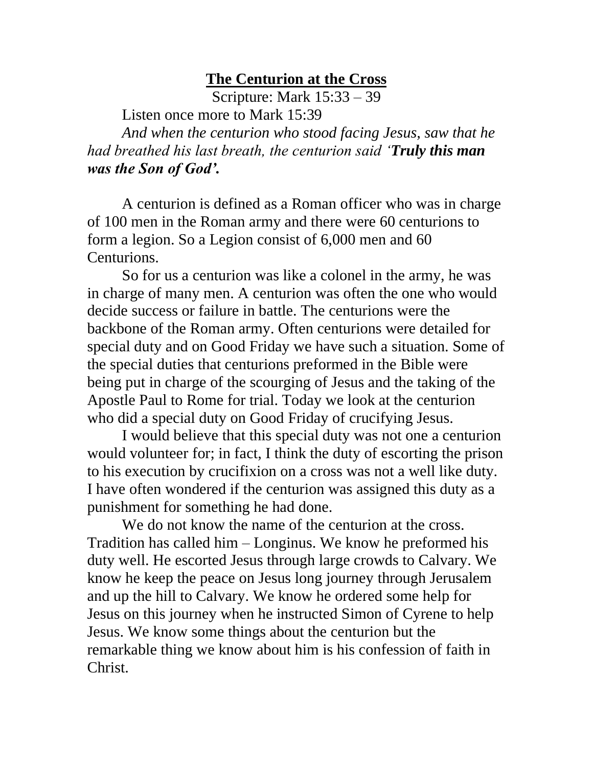# **The Centurion at the Cross**

Scripture: Mark 15:33 – 39

Listen once more to Mark 15:39

*And when the centurion who stood facing Jesus, saw that he had breathed his last breath, the centurion said '**Truly this man was the Son of God'.***

A centurion is defined as a Roman officer who was in charge of 100 men in the Roman army and there were 60 centurions to form a legion. So a Legion consist of 6,000 men and 60 Centurions.

So for us a centurion was like a colonel in the army, he was in charge of many men. A centurion was often the one who would decide success or failure in battle. The centurions were the backbone of the Roman army. Often centurions were detailed for special duty and on Good Friday we have such a situation. Some of the special duties that centurions preformed in the Bible were being put in charge of the scourging of Jesus and the taking of the Apostle Paul to Rome for trial. Today we look at the centurion who did a special duty on Good Friday of crucifying Jesus.

I would believe that this special duty was not one a centurion would volunteer for; in fact, I think the duty of escorting the prison to his execution by crucifixion on a cross was not a well like duty. I have often wondered if the centurion was assigned this duty as a punishment for something he had done.

We do not know the name of the centurion at the cross. Tradition has called him – Longinus. We know he preformed his duty well. He escorted Jesus through large crowds to Calvary. We know he keep the peace on Jesus long journey through Jerusalem and up the hill to Calvary. We know he ordered some help for Jesus on this journey when he instructed Simon of Cyrene to help Jesus. We know some things about the centurion but the remarkable thing we know about him is his confession of faith in Christ.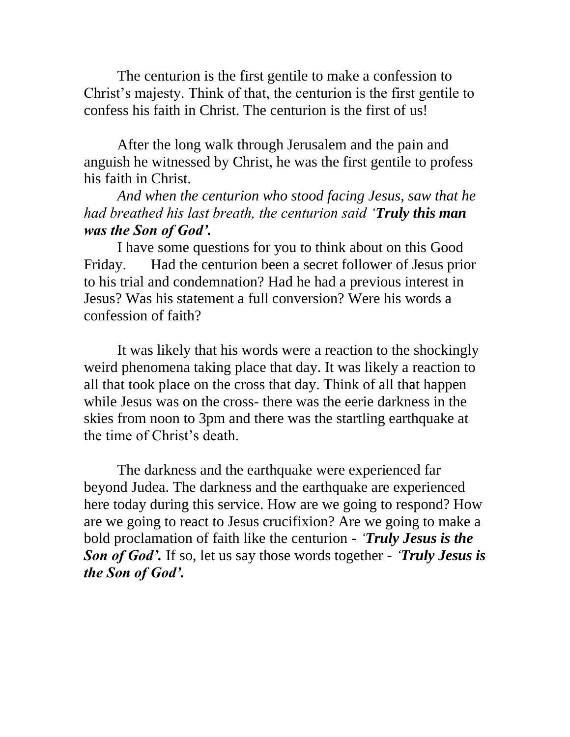The centurion is the first gentile to make a confession to Christ's majesty. Think of that, the centurion is the first gentile to confess his faith in Christ. The centurion is the first of us!

After the long walk through Jerusalem and the pain and anguish he witnessed by Christ, he was the first gentile to profess his faith in Christ.

*And when the centurion who stood facing Jesus, saw that he had breathed his last breath, the centurion said '**Truly this man was the Son of God'.***

I have some questions for you to think about on this Good Friday. Had the centurion been a secret follower of Jesus prior to his trial and condemnation? Had he had a previous interest in Jesus? Was his statement a full conversion? Were his words a confession of faith?

It was likely that his words were a reaction to the shockingly weird phenomena taking place that day. It was likely a reaction to all that took place on the cross that day. Think of all that happen while Jesus was on the cross- there was the eerie darkness in the skies from noon to 3pm and there was the startling earthquake at the time of Christ's death.

The darkness and the earthquake were experienced far beyond Judea. The darkness and the earthquake are experienced here today during this service. How are we going to respond? How are we going to react to Jesus crucifixion? Are we going to make a bold proclamation of faith like the centurion - ***'Truly Jesus is the Son of God'.*** If so, let us say those words together - ***'Truly Jesus is the Son of God'.***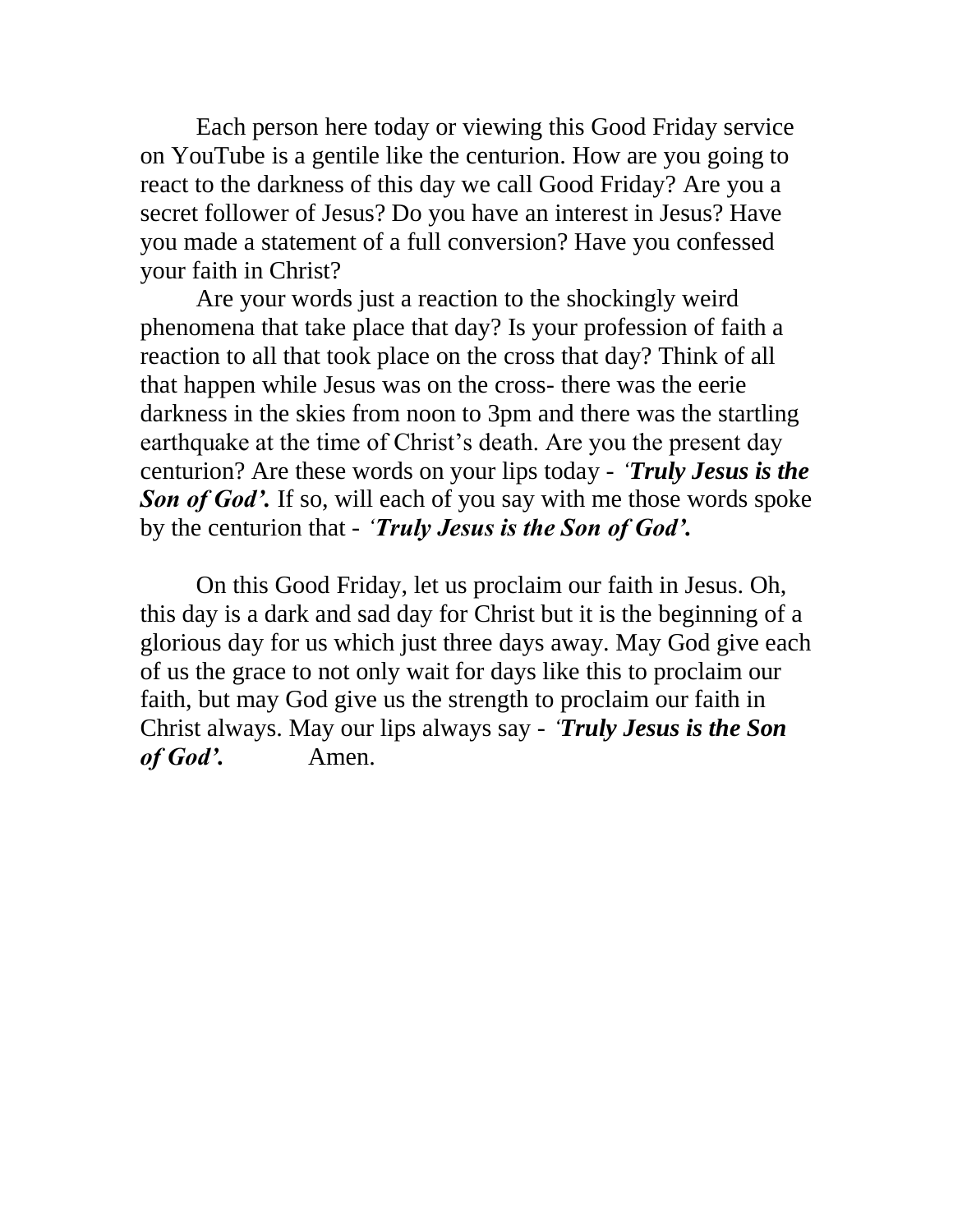Each person here today or viewing this Good Friday service on YouTube is a gentile like the centurion. How are you going to react to the darkness of this day we call Good Friday? Are you a secret follower of Jesus? Do you have an interest in Jesus? Have you made a statement of a full conversion? Have you confessed your faith in Christ?

Are your words just a reaction to the shockingly weird phenomena that take place that day? Is your profession of faith a reaction to all that took place on the cross that day? Think of all that happen while Jesus was on the cross- there was the eerie darkness in the skies from noon to 3pm and there was the startling earthquake at the time of Christ's death. Are you the present day centurion? Are these words on your lips today - ***'Truly Jesus is the Son of God'.*** If so, will each of you say with me those words spoke by the centurion that - ***'Truly Jesus is the Son of God'.***

On this Good Friday, let us proclaim our faith in Jesus. Oh, this day is a dark and sad day for Christ but it is the beginning of a glorious day for us which just three days away. May God give each of us the grace to not only wait for days like this to proclaim our faith, but may God give us the strength to proclaim our faith in Christ always. May our lips always say - ***'Truly Jesus is the Son of God'.*** Amen.